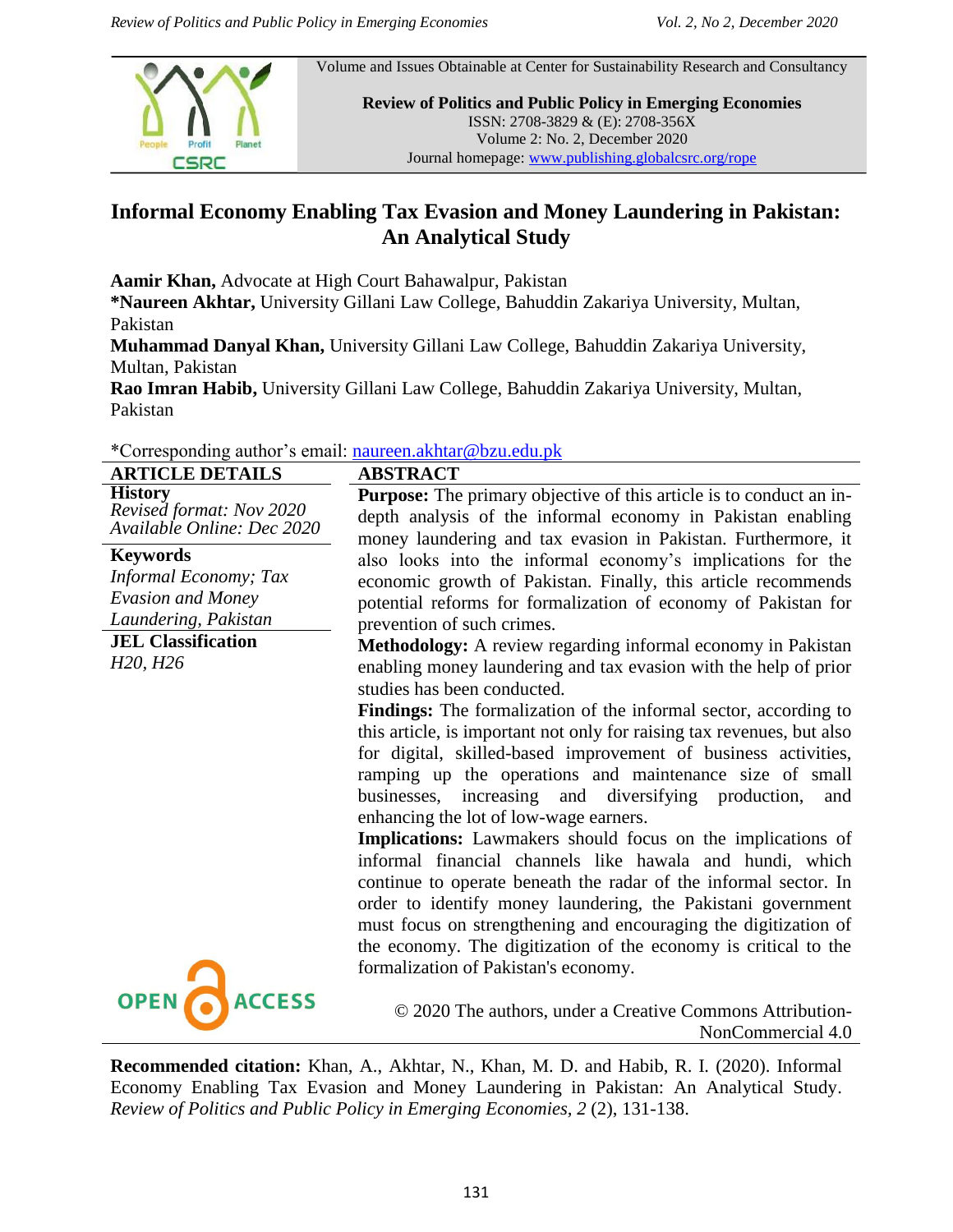Volume and Issues Obtainable at Center for Sustainability Research and Consultancy

**Review of Politics and Public Policy in Emerging Economies**
ISSN: 2708-3829 & (E): 2708-356X
Volume 2: No. 2, December 2020
Journal homepage: www.publishing.globalcsrc.org/rope

# Informal Economy Enabling Tax Evasion and Money Laundering in Pakistan: An Analytical Study

**Aamir Khan,** Advocate at High Court Bahawalpur, Pakistan
***Naureen Akhtar,** University Gillani Law College, Bahuddin Zakariya University, Multan, Pakistan
**Muhammad Danyal Khan,** University Gillani Law College, Bahuddin Zakariya University, Multan, Pakistan
**Rao Imran Habib,** University Gillani Law College, Bahuddin Zakariya University, Multan, Pakistan

*Corresponding author's email: naureen.akhtar@bzu.edu.pk

## ARTICLE DETAILS

**History**
*Revised format: Nov 2020*
*Available Online: Dec 2020*

**Keywords**
*Informal Economy; Tax Evasion and Money Laundering, Pakistan*

**JEL Classification**
*H20, H26*

## ABSTRACT

**Purpose:** The primary objective of this article is to conduct an in-depth analysis of the informal economy in Pakistan enabling money laundering and tax evasion in Pakistan. Furthermore, it also looks into the informal economy's implications for the economic growth of Pakistan. Finally, this article recommends potential reforms for formalization of economy of Pakistan for prevention of such crimes.

**Methodology:** A review regarding informal economy in Pakistan enabling money laundering and tax evasion with the help of prior studies has been conducted.

**Findings:** The formalization of the informal sector, according to this article, is important not only for raising tax revenues, but also for digital, skilled-based improvement of business activities, ramping up the operations and maintenance size of small businesses, increasing and diversifying production, and enhancing the lot of low-wage earners.

**Implications:** Lawmakers should focus on the implications of informal financial channels like hawala and hundi, which continue to operate beneath the radar of the informal sector. In order to identify money laundering, the Pakistani government must focus on strengthening and encouraging the digitization of the economy. The digitization of the economy is critical to the formalization of Pakistan's economy.

OPEN ACCESS

© 2020 The authors, under a Creative Commons Attribution-NonCommercial 4.0

**Recommended citation:** Khan, A., Akhtar, N., Khan, M. D. and Habib, R. I. (2020). Informal Economy Enabling Tax Evasion and Money Laundering in Pakistan: An Analytical Study. *Review of Politics and Public Policy in Emerging Economies, 2* (2), 131-138.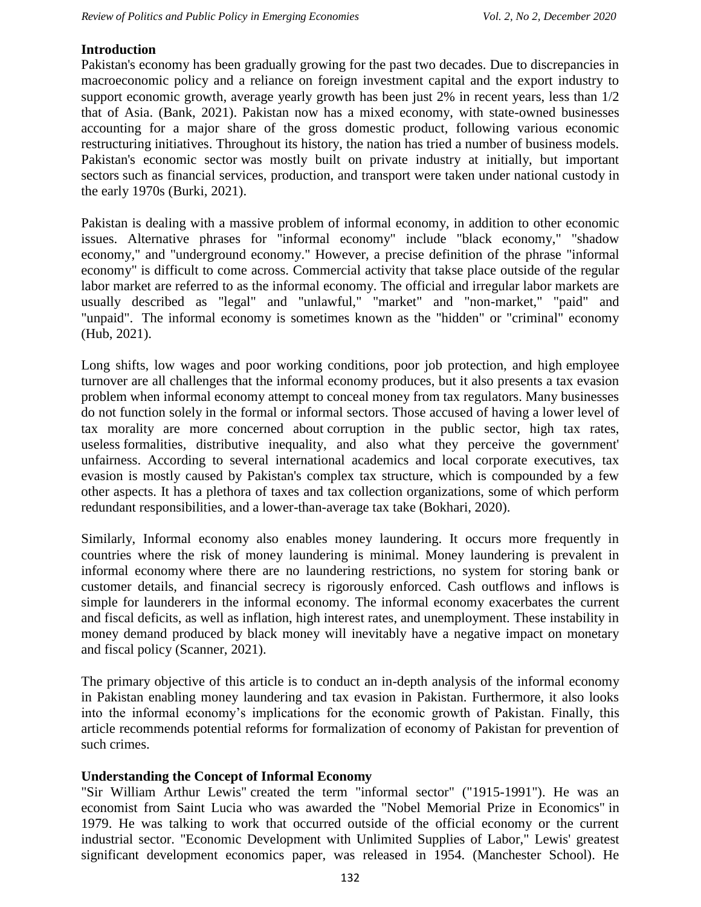## Introduction

Pakistan's economy has been gradually growing for the past two decades. Due to discrepancies in macroeconomic policy and a reliance on foreign investment capital and the export industry to support economic growth, average yearly growth has been just 2% in recent years, less than 1/2 that of Asia. (Bank, 2021). Pakistan now has a mixed economy, with state-owned businesses accounting for a major share of the gross domestic product, following various economic restructuring initiatives. Throughout its history, the nation has tried a number of business models. Pakistan's economic sector was mostly built on private industry at initially, but important sectors such as financial services, production, and transport were taken under national custody in the early 1970s (Burki, 2021).

Pakistan is dealing with a massive problem of informal economy, in addition to other economic issues. Alternative phrases for "informal economy" include "black economy," "shadow economy," and "underground economy." However, a precise definition of the phrase "informal economy" is difficult to come across. Commercial activity that takse place outside of the regular labor market are referred to as the informal economy. The official and irregular labor markets are usually described as "legal" and "unlawful," "market" and "non-market," "paid" and "unpaid". The informal economy is sometimes known as the "hidden" or "criminal" economy (Hub, 2021).

Long shifts, low wages and poor working conditions, poor job protection, and high employee turnover are all challenges that the informal economy produces, but it also presents a tax evasion problem when informal economy attempt to conceal money from tax regulators. Many businesses do not function solely in the formal or informal sectors. Those accused of having a lower level of tax morality are more concerned about corruption in the public sector, high tax rates, useless formalities, distributive inequality, and also what they perceive the government' unfairness. According to several international academics and local corporate executives, tax evasion is mostly caused by Pakistan's complex tax structure, which is compounded by a few other aspects. It has a plethora of taxes and tax collection organizations, some of which perform redundant responsibilities, and a lower-than-average tax take (Bokhari, 2020).

Similarly, Informal economy also enables money laundering. It occurs more frequently in countries where the risk of money laundering is minimal. Money laundering is prevalent in informal economy where there are no laundering restrictions, no system for storing bank or customer details, and financial secrecy is rigorously enforced. Cash outflows and inflows is simple for launderers in the informal economy. The informal economy exacerbates the current and fiscal deficits, as well as inflation, high interest rates, and unemployment. These instability in money demand produced by black money will inevitably have a negative impact on monetary and fiscal policy (Scanner, 2021).

The primary objective of this article is to conduct an in-depth analysis of the informal economy in Pakistan enabling money laundering and tax evasion in Pakistan. Furthermore, it also looks into the informal economy's implications for the economic growth of Pakistan. Finally, this article recommends potential reforms for formalization of economy of Pakistan for prevention of such crimes.

## Understanding the Concept of Informal Economy

"Sir William Arthur Lewis" created the term "informal sector" ("1915-1991"). He was an economist from Saint Lucia who was awarded the "Nobel Memorial Prize in Economics" in 1979. He was talking to work that occurred outside of the official economy or the current industrial sector. "Economic Development with Unlimited Supplies of Labor," Lewis' greatest significant development economics paper, was released in 1954. (Manchester School). He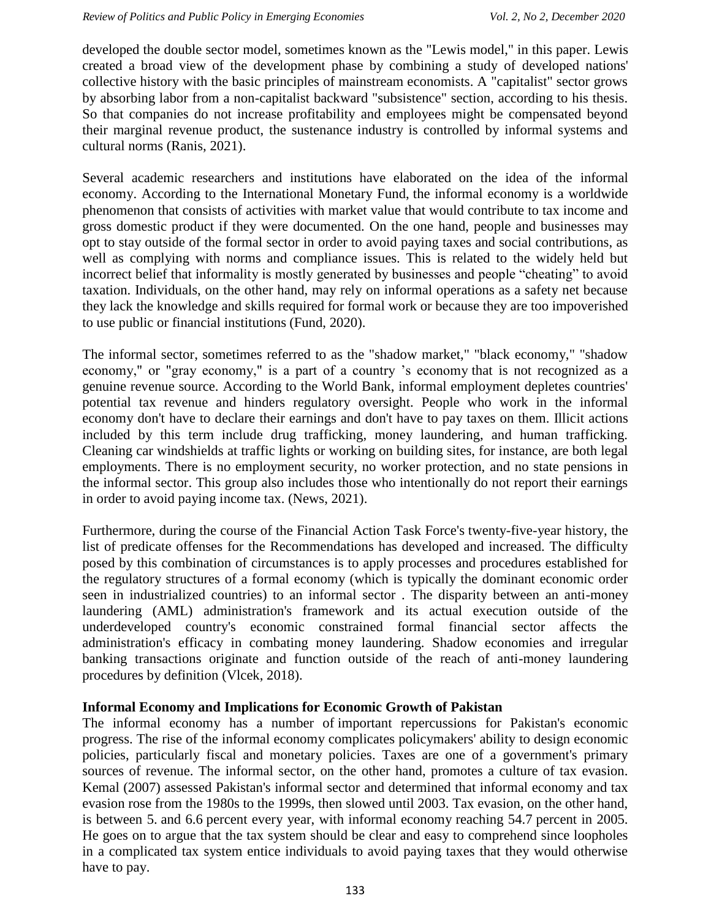developed the double sector model, sometimes known as the "Lewis model," in this paper. Lewis created a broad view of the development phase by combining a study of developed nations' collective history with the basic principles of mainstream economists. A "capitalist" sector grows by absorbing labor from a non-capitalist backward "subsistence" section, according to his thesis. So that companies do not increase profitability and employees might be compensated beyond their marginal revenue product, the sustenance industry is controlled by informal systems and cultural norms (Ranis, 2021).

Several academic researchers and institutions have elaborated on the idea of the informal economy. According to the International Monetary Fund, the informal economy is a worldwide phenomenon that consists of activities with market value that would contribute to tax income and gross domestic product if they were documented. On the one hand, people and businesses may opt to stay outside of the formal sector in order to avoid paying taxes and social contributions, as well as complying with norms and compliance issues. This is related to the widely held but incorrect belief that informality is mostly generated by businesses and people "cheating" to avoid taxation. Individuals, on the other hand, may rely on informal operations as a safety net because they lack the knowledge and skills required for formal work or because they are too impoverished to use public or financial institutions (Fund, 2020).

The informal sector, sometimes referred to as the "shadow market," "black economy," "shadow economy," or "gray economy," is a part of a country 's economy that is not recognized as a genuine revenue source. According to the World Bank, informal employment depletes countries' potential tax revenue and hinders regulatory oversight. People who work in the informal economy don't have to declare their earnings and don't have to pay taxes on them. Illicit actions included by this term include drug trafficking, money laundering, and human trafficking. Cleaning car windshields at traffic lights or working on building sites, for instance, are both legal employments. There is no employment security, no worker protection, and no state pensions in the informal sector. This group also includes those who intentionally do not report their earnings in order to avoid paying income tax. (News, 2021).

Furthermore, during the course of the Financial Action Task Force's twenty-five-year history, the list of predicate offenses for the Recommendations has developed and increased. The difficulty posed by this combination of circumstances is to apply processes and procedures established for the regulatory structures of a formal economy (which is typically the dominant economic order seen in industrialized countries) to an informal sector . The disparity between an anti-money laundering (AML) administration's framework and its actual execution outside of the underdeveloped country's economic constrained formal financial sector affects the administration's efficacy in combating money laundering. Shadow economies and irregular banking transactions originate and function outside of the reach of anti-money laundering procedures by definition (Vlcek, 2018).

**Informal Economy and Implications for Economic Growth of Pakistan**

The informal economy has a number of important repercussions for Pakistan's economic progress. The rise of the informal economy complicates policymakers' ability to design economic policies, particularly fiscal and monetary policies. Taxes are one of a government's primary sources of revenue. The informal sector, on the other hand, promotes a culture of tax evasion. Kemal (2007) assessed Pakistan's informal sector and determined that informal economy and tax evasion rose from the 1980s to the 1999s, then slowed until 2003. Tax evasion, on the other hand, is between 5. and 6.6 percent every year, with informal economy reaching 54.7 percent in 2005. He goes on to argue that the tax system should be clear and easy to comprehend since loopholes in a complicated tax system entice individuals to avoid paying taxes that they would otherwise have to pay.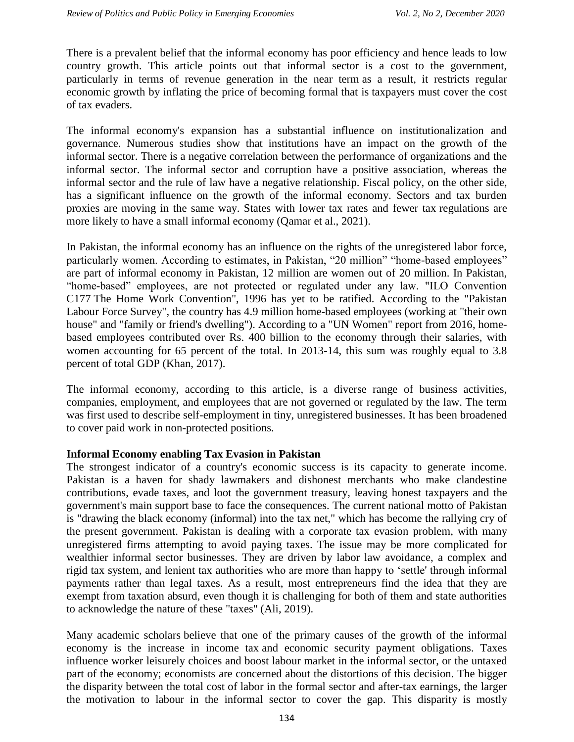There is a prevalent belief that the informal economy has poor efficiency and hence leads to low country growth. This article points out that informal sector is a cost to the government, particularly in terms of revenue generation in the near term as a result, it restricts regular economic growth by inflating the price of becoming formal that is taxpayers must cover the cost of tax evaders.

The informal economy's expansion has a substantial influence on institutionalization and governance. Numerous studies show that institutions have an impact on the growth of the informal sector. There is a negative correlation between the performance of organizations and the informal sector. The informal sector and corruption have a positive association, whereas the informal sector and the rule of law have a negative relationship. Fiscal policy, on the other side, has a significant influence on the growth of the informal economy. Sectors and tax burden proxies are moving in the same way. States with lower tax rates and fewer tax regulations are more likely to have a small informal economy (Qamar et al., 2021).

In Pakistan, the informal economy has an influence on the rights of the unregistered labor force, particularly women. According to estimates, in Pakistan, "20 million" "home-based employees" are part of informal economy in Pakistan, 12 million are women out of 20 million. In Pakistan, "home-based" employees, are not protected or regulated under any law. "ILO Convention C177 The Home Work Convention", 1996 has yet to be ratified. According to the "Pakistan Labour Force Survey", the country has 4.9 million home-based employees (working at "their own house" and "family or friend's dwelling"). According to a "UN Women" report from 2016, home-based employees contributed over Rs. 400 billion to the economy through their salaries, with women accounting for 65 percent of the total. In 2013-14, this sum was roughly equal to 3.8 percent of total GDP (Khan, 2017).

The informal economy, according to this article, is a diverse range of business activities, companies, employment, and employees that are not governed or regulated by the law. The term was first used to describe self-employment in tiny, unregistered businesses. It has been broadened to cover paid work in non-protected positions.

**Informal Economy enabling Tax Evasion in Pakistan**

The strongest indicator of a country's economic success is its capacity to generate income. Pakistan is a haven for shady lawmakers and dishonest merchants who make clandestine contributions, evade taxes, and loot the government treasury, leaving honest taxpayers and the government's main support base to face the consequences. The current national motto of Pakistan is "drawing the black economy (informal) into the tax net," which has become the rallying cry of the present government. Pakistan is dealing with a corporate tax evasion problem, with many unregistered firms attempting to avoid paying taxes. The issue may be more complicated for wealthier informal sector businesses. They are driven by labor law avoidance, a complex and rigid tax system, and lenient tax authorities who are more than happy to 'settle' through informal payments rather than legal taxes. As a result, most entrepreneurs find the idea that they are exempt from taxation absurd, even though it is challenging for both of them and state authorities to acknowledge the nature of these "taxes" (Ali, 2019).

Many academic scholars believe that one of the primary causes of the growth of the informal economy is the increase in income tax and economic security payment obligations. Taxes influence worker leisurely choices and boost labour market in the informal sector, or the untaxed part of the economy; economists are concerned about the distortions of this decision. The bigger the disparity between the total cost of labor in the formal sector and after-tax earnings, the larger the motivation to labour in the informal sector to cover the gap. This disparity is mostly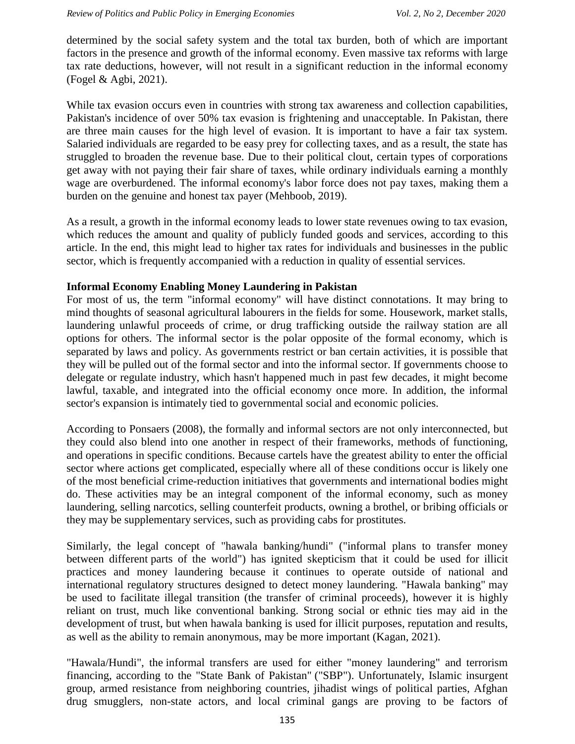determined by the social safety system and the total tax burden, both of which are important factors in the presence and growth of the informal economy. Even massive tax reforms with large tax rate deductions, however, will not result in a significant reduction in the informal economy (Fogel & Agbi, 2021).

While tax evasion occurs even in countries with strong tax awareness and collection capabilities, Pakistan's incidence of over 50% tax evasion is frightening and unacceptable. In Pakistan, there are three main causes for the high level of evasion. It is important to have a fair tax system. Salaried individuals are regarded to be easy prey for collecting taxes, and as a result, the state has struggled to broaden the revenue base. Due to their political clout, certain types of corporations get away with not paying their fair share of taxes, while ordinary individuals earning a monthly wage are overburdened. The informal economy's labor force does not pay taxes, making them a burden on the genuine and honest tax payer (Mehboob, 2019).

As a result, a growth in the informal economy leads to lower state revenues owing to tax evasion, which reduces the amount and quality of publicly funded goods and services, according to this article. In the end, this might lead to higher tax rates for individuals and businesses in the public sector, which is frequently accompanied with a reduction in quality of essential services.

**Informal Economy Enabling Money Laundering in Pakistan**

For most of us, the term "informal economy" will have distinct connotations. It may bring to mind thoughts of seasonal agricultural labourers in the fields for some. Housework, market stalls, laundering unlawful proceeds of crime, or drug trafficking outside the railway station are all options for others. The informal sector is the polar opposite of the formal economy, which is separated by laws and policy. As governments restrict or ban certain activities, it is possible that they will be pulled out of the formal sector and into the informal sector. If governments choose to delegate or regulate industry, which hasn't happened much in past few decades, it might become lawful, taxable, and integrated into the official economy once more. In addition, the informal sector's expansion is intimately tied to governmental social and economic policies.

According to Ponsaers (2008), the formally and informal sectors are not only interconnected, but they could also blend into one another in respect of their frameworks, methods of functioning, and operations in specific conditions. Because cartels have the greatest ability to enter the official sector where actions get complicated, especially where all of these conditions occur is likely one of the most beneficial crime-reduction initiatives that governments and international bodies might do. These activities may be an integral component of the informal economy, such as money laundering, selling narcotics, selling counterfeit products, owning a brothel, or bribing officials or they may be supplementary services, such as providing cabs for prostitutes.

Similarly, the legal concept of "hawala banking/hundi" ("informal plans to transfer money between different parts of the world") has ignited skepticism that it could be used for illicit practices and money laundering because it continues to operate outside of national and international regulatory structures designed to detect money laundering. "Hawala banking" may be used to facilitate illegal transition (the transfer of criminal proceeds), however it is highly reliant on trust, much like conventional banking. Strong social or ethnic ties may aid in the development of trust, but when hawala banking is used for illicit purposes, reputation and results, as well as the ability to remain anonymous, may be more important (Kagan, 2021).

"Hawala/Hundi", the informal transfers are used for either "money laundering" and terrorism financing, according to the "State Bank of Pakistan" ("SBP"). Unfortunately, Islamic insurgent group, armed resistance from neighboring countries, jihadist wings of political parties, Afghan drug smugglers, non-state actors, and local criminal gangs are proving to be factors of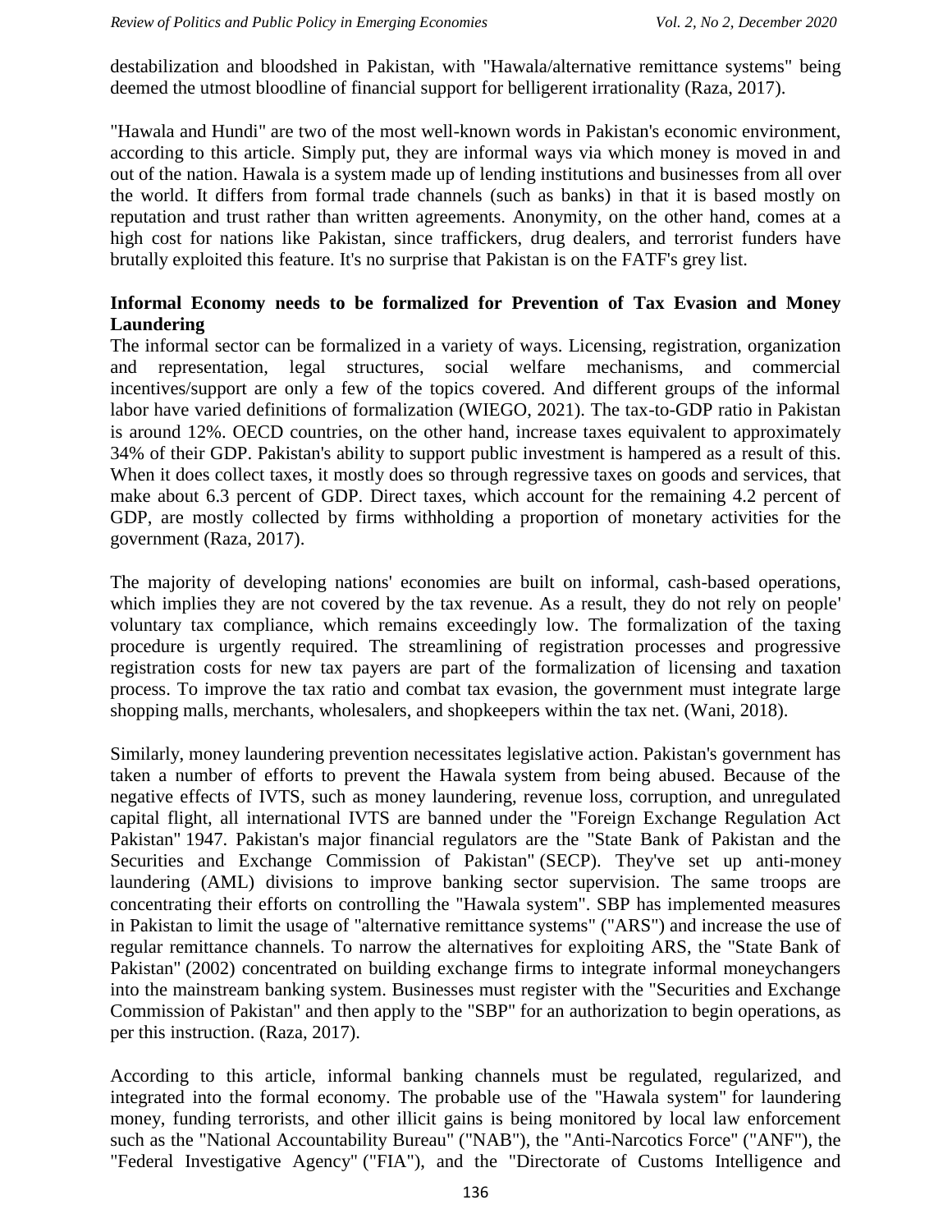destabilization and bloodshed in Pakistan, with "Hawala/alternative remittance systems" being deemed the utmost bloodline of financial support for belligerent irrationality (Raza, 2017).

"Hawala and Hundi" are two of the most well-known words in Pakistan's economic environment, according to this article. Simply put, they are informal ways via which money is moved in and out of the nation. Hawala is a system made up of lending institutions and businesses from all over the world. It differs from formal trade channels (such as banks) in that it is based mostly on reputation and trust rather than written agreements. Anonymity, on the other hand, comes at a high cost for nations like Pakistan, since traffickers, drug dealers, and terrorist funders have brutally exploited this feature. It's no surprise that Pakistan is on the FATF's grey list.

**Informal Economy needs to be formalized for Prevention of Tax Evasion and Money Laundering**

The informal sector can be formalized in a variety of ways. Licensing, registration, organization and representation, legal structures, social welfare mechanisms, and commercial incentives/support are only a few of the topics covered. And different groups of the informal labor have varied definitions of formalization (WIEGO, 2021). The tax-to-GDP ratio in Pakistan is around 12%. OECD countries, on the other hand, increase taxes equivalent to approximately 34% of their GDP. Pakistan's ability to support public investment is hampered as a result of this. When it does collect taxes, it mostly does so through regressive taxes on goods and services, that make about 6.3 percent of GDP. Direct taxes, which account for the remaining 4.2 percent of GDP, are mostly collected by firms withholding a proportion of monetary activities for the government (Raza, 2017).

The majority of developing nations' economies are built on informal, cash-based operations, which implies they are not covered by the tax revenue. As a result, they do not rely on people' voluntary tax compliance, which remains exceedingly low. The formalization of the taxing procedure is urgently required. The streamlining of registration processes and progressive registration costs for new tax payers are part of the formalization of licensing and taxation process. To improve the tax ratio and combat tax evasion, the government must integrate large shopping malls, merchants, wholesalers, and shopkeepers within the tax net. (Wani, 2018).

Similarly, money laundering prevention necessitates legislative action. Pakistan's government has taken a number of efforts to prevent the Hawala system from being abused. Because of the negative effects of IVTS, such as money laundering, revenue loss, corruption, and unregulated capital flight, all international IVTS are banned under the "Foreign Exchange Regulation Act Pakistan" 1947. Pakistan's major financial regulators are the "State Bank of Pakistan and the Securities and Exchange Commission of Pakistan" (SECP). They've set up anti-money laundering (AML) divisions to improve banking sector supervision. The same troops are concentrating their efforts on controlling the "Hawala system". SBP has implemented measures in Pakistan to limit the usage of "alternative remittance systems" ("ARS") and increase the use of regular remittance channels. To narrow the alternatives for exploiting ARS, the "State Bank of Pakistan" (2002) concentrated on building exchange firms to integrate informal moneychangers into the mainstream banking system. Businesses must register with the "Securities and Exchange Commission of Pakistan" and then apply to the "SBP" for an authorization to begin operations, as per this instruction. (Raza, 2017).

According to this article, informal banking channels must be regulated, regularized, and integrated into the formal economy. The probable use of the "Hawala system" for laundering money, funding terrorists, and other illicit gains is being monitored by local law enforcement such as the "National Accountability Bureau" ("NAB"), the "Anti-Narcotics Force" ("ANF"), the "Federal Investigative Agency" ("FIA"), and the "Directorate of Customs Intelligence and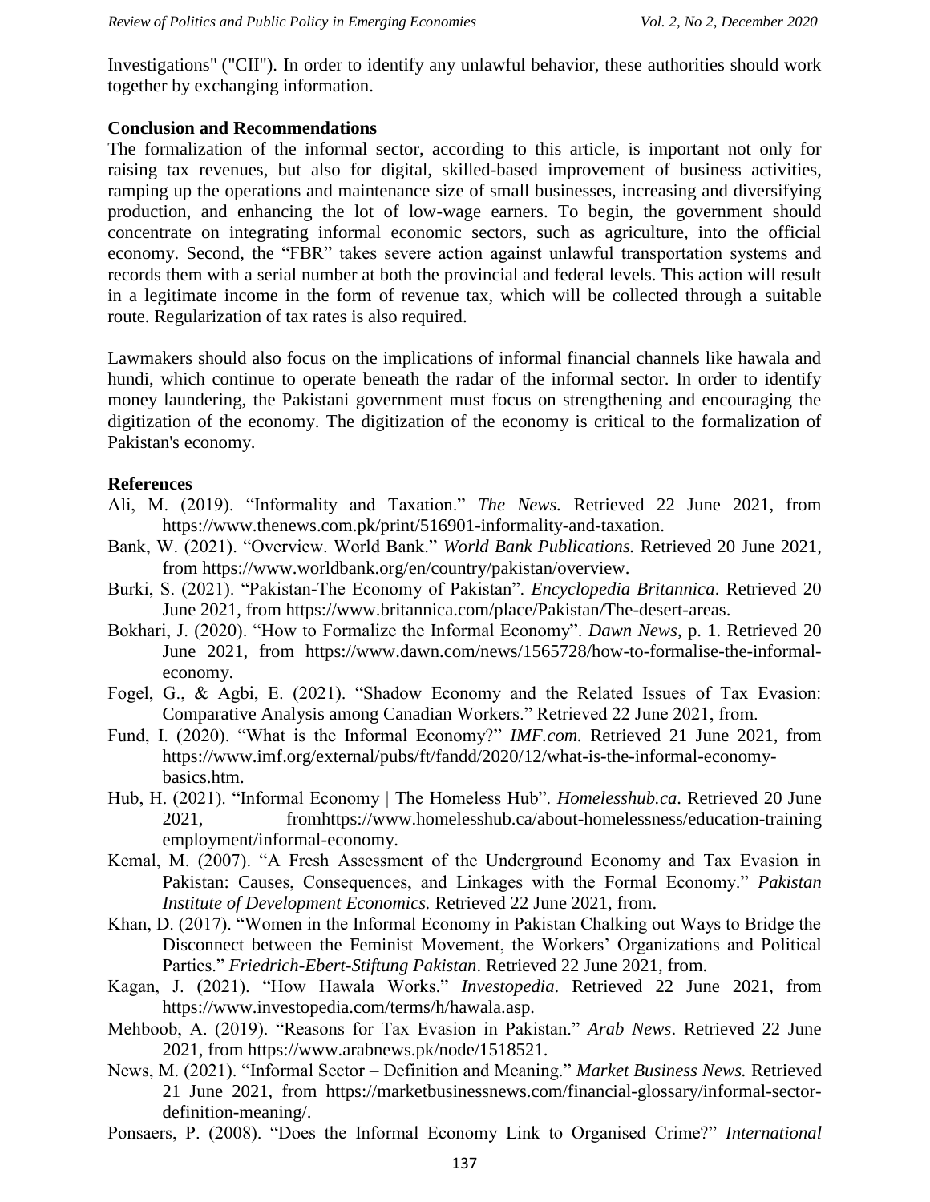Investigations" ("CII"). In order to identify any unlawful behavior, these authorities should work together by exchanging information.

## Conclusion and Recommendations

The formalization of the informal sector, according to this article, is important not only for raising tax revenues, but also for digital, skilled-based improvement of business activities, ramping up the operations and maintenance size of small businesses, increasing and diversifying production, and enhancing the lot of low-wage earners. To begin, the government should concentrate on integrating informal economic sectors, such as agriculture, into the official economy. Second, the "FBR" takes severe action against unlawful transportation systems and records them with a serial number at both the provincial and federal levels. This action will result in a legitimate income in the form of revenue tax, which will be collected through a suitable route. Regularization of tax rates is also required.

Lawmakers should also focus on the implications of informal financial channels like hawala and hundi, which continue to operate beneath the radar of the informal sector. In order to identify money laundering, the Pakistani government must focus on strengthening and encouraging the digitization of the economy. The digitization of the economy is critical to the formalization of Pakistan's economy.

## References

Ali, M. (2019). "Informality and Taxation." *The News.* Retrieved 22 June 2021, from https://www.thenews.com.pk/print/516901-informality-and-taxation.

Bank, W. (2021). "Overview. World Bank." *World Bank Publications.* Retrieved 20 June 2021, from https://www.worldbank.org/en/country/pakistan/overview.

Burki, S. (2021). "Pakistan-The Economy of Pakistan". *Encyclopedia Britannica*. Retrieved 20 June 2021, from https://www.britannica.com/place/Pakistan/The-desert-areas.

Bokhari, J. (2020). "How to Formalize the Informal Economy". *Dawn News*, p. 1. Retrieved 20 June 2021, from https://www.dawn.com/news/1565728/how-to-formalise-the-informal-economy.

Fogel, G., & Agbi, E. (2021). "Shadow Economy and the Related Issues of Tax Evasion: Comparative Analysis among Canadian Workers." Retrieved 22 June 2021, from.

Fund, I. (2020). "What is the Informal Economy?" *IMF.com.* Retrieved 21 June 2021, from https://www.imf.org/external/pubs/ft/fandd/2020/12/what-is-the-informal-economy-basics.htm.

Hub, H. (2021). "Informal Economy | The Homeless Hub". *Homelesshub.ca*. Retrieved 20 June 2021, fromhttps://www.homelesshub.ca/about-homelessness/education-training employment/informal-economy.

Kemal, M. (2007). "A Fresh Assessment of the Underground Economy and Tax Evasion in Pakistan: Causes, Consequences, and Linkages with the Formal Economy." *Pakistan Institute of Development Economics.* Retrieved 22 June 2021, from.

Khan, D. (2017). "Women in the Informal Economy in Pakistan Chalking out Ways to Bridge the Disconnect between the Feminist Movement, the Workers' Organizations and Political Parties." *Friedrich-Ebert-Stiftung Pakistan*. Retrieved 22 June 2021, from.

Kagan, J. (2021). "How Hawala Works." *Investopedia*. Retrieved 22 June 2021, from https://www.investopedia.com/terms/h/hawala.asp.

Mehboob, A. (2019). "Reasons for Tax Evasion in Pakistan." *Arab News*. Retrieved 22 June 2021, from https://www.arabnews.pk/node/1518521.

News, M. (2021). "Informal Sector – Definition and Meaning." *Market Business News.* Retrieved 21 June 2021, from https://marketbusinessnews.com/financial-glossary/informal-sector-definition-meaning/.

Ponsaers, P. (2008). "Does the Informal Economy Link to Organised Crime?" *International*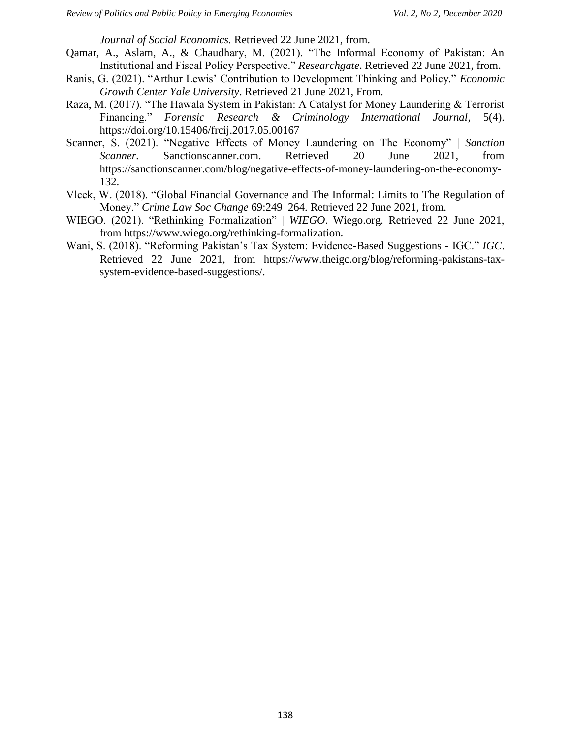*Journal of Social Economics*. Retrieved 22 June 2021, from.

Qamar, A., Aslam, A., & Chaudhary, M. (2021). "The Informal Economy of Pakistan: An Institutional and Fiscal Policy Perspective." *Researchgate*. Retrieved 22 June 2021, from.

Ranis, G. (2021). "Arthur Lewis' Contribution to Development Thinking and Policy." *Economic Growth Center Yale University*. Retrieved 21 June 2021, From.

Raza, M. (2017). "The Hawala System in Pakistan: A Catalyst for Money Laundering & Terrorist Financing." *Forensic Research & Criminology International Journal*, 5(4). https://doi.org/10.15406/frcij.2017.05.00167

Scanner, S. (2021). "Negative Effects of Money Laundering on The Economy" | *Sanction Scanner*. Sanctionscanner.com. Retrieved 20 June 2021, from https://sanctionscanner.com/blog/negative-effects-of-money-laundering-on-the-economy-132.

Vlcek, W. (2018). "Global Financial Governance and The Informal: Limits to The Regulation of Money." *Crime Law Soc Change* 69:249–264. Retrieved 22 June 2021, from.

WIEGO. (2021). "Rethinking Formalization" | *WIEGO*. Wiego.org. Retrieved 22 June 2021, from https://www.wiego.org/rethinking-formalization.

Wani, S. (2018). "Reforming Pakistan's Tax System: Evidence-Based Suggestions - IGC." *IGC*. Retrieved 22 June 2021, from https://www.theigc.org/blog/reforming-pakistans-tax-system-evidence-based-suggestions/.